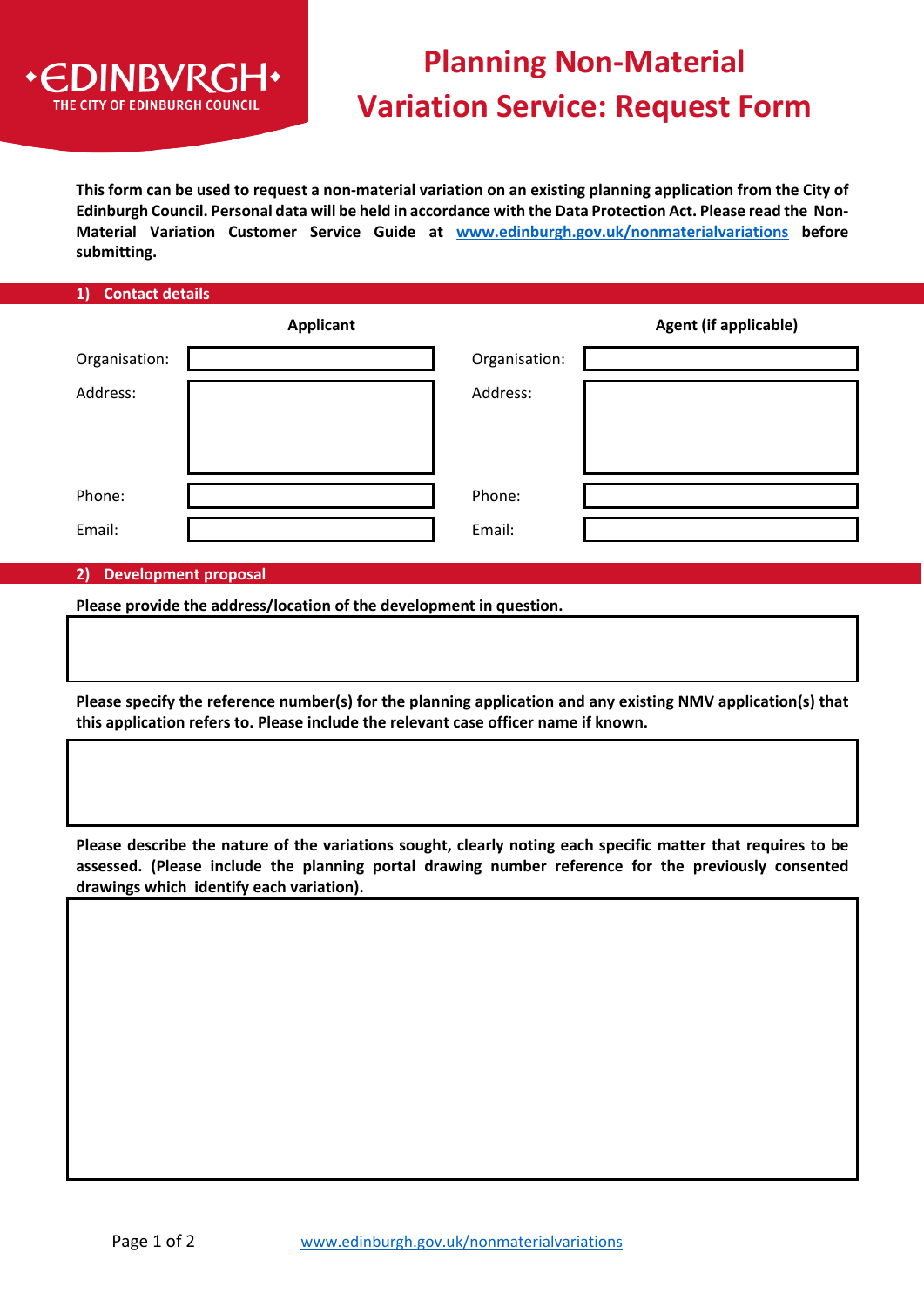# Planning Non-Material Variation Service: Request Form

**This form can be used to request a non-material variation on an existing planning application from the City of Edinburgh Council. Personal data will be held in accordance with the Data Protection Act. Please read the Non-Material Variation Customer Service Guide at [www.edinburgh.gov.uk/nonmaterialvariations](http://www.edinburgh.gov.uk/nonmaterialvariations) before submitting.**

## 1) Contact details

| | Applicant | | Agent (if applicable) |
|---|---|---|---|
| Organisation: | | Organisation: | |
| Address: | | Address: | |
| Phone: | | Phone: | |
| Email: | | Email: | |

## 2) Development proposal

**Please provide the address/location of the development in question.**

**Please specify the reference number(s) for the planning application and any existing NMV application(s) that this application refers to. Please include the relevant case officer name if known.**

**Please describe the nature of the variations sought, clearly noting each specific matter that requires to be assessed. (Please include the planning portal drawing number reference for the previously consented drawings which identify each variation).**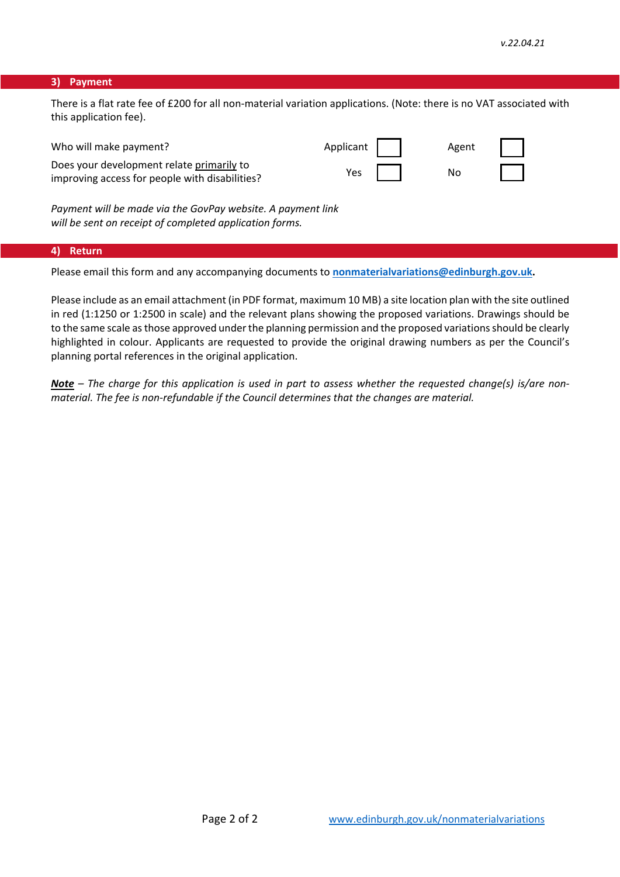## 3) Payment

There is a flat rate fee of £200 for all non-material variation applications. (Note: there is no VAT associated with this application fee).

| | | | | |
|---|---|---|---|---|
| Who will make payment? | Applicant | ☐ | Agent | ☐ |
| Does your development relate <u>primarily</u> to improving access for people with disabilities? | Yes | ☐ | No | ☐ |

*Payment will be made via the GovPay website. A payment link will be sent on receipt of completed application forms.*

## 4) Return

Please email this form and any accompanying documents to **nonmaterialvariations@edinburgh.gov.uk**.

Please include as an email attachment (in PDF format, maximum 10 MB) a site location plan with the site outlined in red (1:1250 or 1:2500 in scale) and the relevant plans showing the proposed variations. Drawings should be to the same scale as those approved under the planning permission and the proposed variations should be clearly highlighted in colour. Applicants are requested to provide the original drawing numbers as per the Council's planning portal references in the original application.

***Note*** *– The charge for this application is used in part to assess whether the requested change(s) is/are non-material. The fee is non-refundable if the Council determines that the changes are material.*